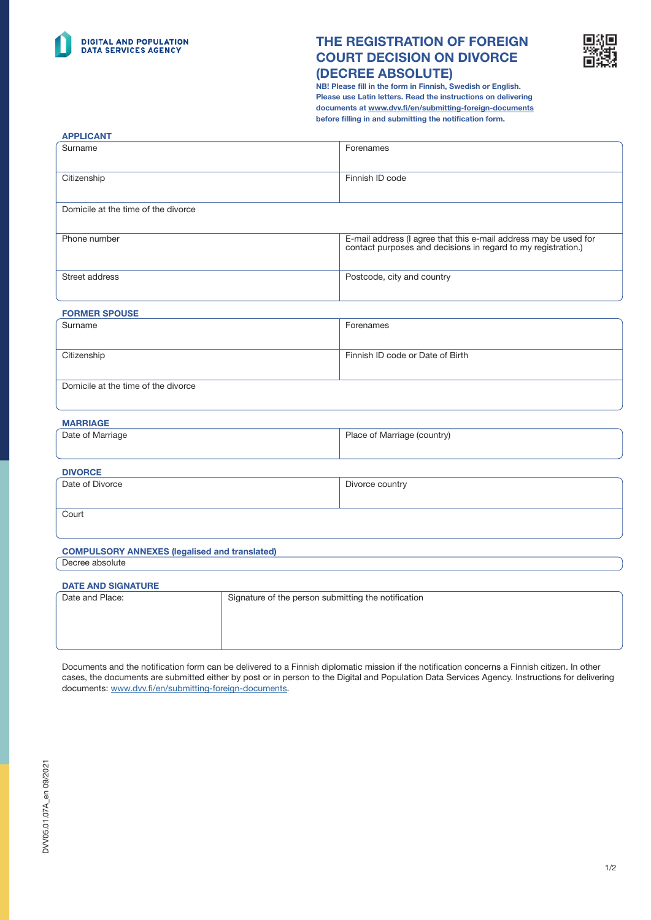DIGITAL AND POPULATION DATA SERVICES AGENCY

# THE REGISTRATION OF FOREIGN COURT DECISION ON DIVORCE (DECREE ABSOLUTE)

**NB! Please fill in the form in Finnish, Swedish or English. Please use Latin letters. Read the instructions on delivering documents at www.dvv.fi/en/submitting-foreign-documents before filling in and submitting the notification form.**

## APPLICANT

| Surname | Forenames |
|---|---|
| Citizenship | Finnish ID code |
| Domicile at the time of the divorce | |
| Phone number | E-mail address (I agree that this e-mail address may be used for contact purposes and decisions in regard to my registration.) |
| Street address | Postcode, city and country |

## FORMER SPOUSE

| Surname | Forenames |
|---|---|
| Citizenship | Finnish ID code or Date of Birth |
| Domicile at the time of the divorce | |

## MARRIAGE

| Date of Marriage | Place of Marriage (country) |
|---|---|

## DIVORCE

| Date of Divorce | Divorce country |
|---|---|
| Court | |

## COMPULSORY ANNEXES (legalised and translated)

Decree absolute

## DATE AND SIGNATURE

| Date and Place: | Signature of the person submitting the notification |
|---|---|

Documents and the notification form can be delivered to a Finnish diplomatic mission if the notification concerns a Finnish citizen. In other cases, the documents are submitted either by post or in person to the Digital and Population Data Services Agency. Instructions for delivering documents: www.dvv.fi/en/submitting-foreign-documents.

DVV05.01.07A_en 09/2021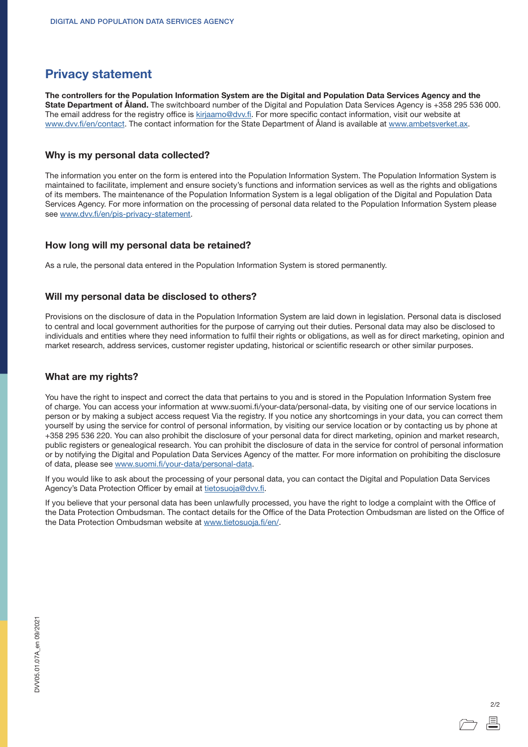## Privacy statement

**The controllers for the Population Information System are the Digital and Population Data Services Agency and the State Department of Åland.** The switchboard number of the Digital and Population Data Services Agency is +358 295 536 000. The email address for the registry office is kirjaamo@dvv.fi. For more specific contact information, visit our website at www.dvv.fi/en/contact. The contact information for the State Department of Åland is available at www.ambetsverket.ax.

### Why is my personal data collected?

The information you enter on the form is entered into the Population Information System. The Population Information System is maintained to facilitate, implement and ensure society's functions and information services as well as the rights and obligations of its members. The maintenance of the Population Information System is a legal obligation of the Digital and Population Data Services Agency. For more information on the processing of personal data related to the Population Information System please see www.dvv.fi/en/pis-privacy-statement.

### How long will my personal data be retained?

As a rule, the personal data entered in the Population Information System is stored permanently.

### Will my personal data be disclosed to others?

Provisions on the disclosure of data in the Population Information System are laid down in legislation. Personal data is disclosed to central and local government authorities for the purpose of carrying out their duties. Personal data may also be disclosed to individuals and entities where they need information to fulfil their rights or obligations, as well as for direct marketing, opinion and market research, address services, customer register updating, historical or scientific research or other similar purposes.

### What are my rights?

You have the right to inspect and correct the data that pertains to you and is stored in the Population Information System free of charge. You can access your information at www.suomi.fi/your-data/personal-data, by visiting one of our service locations in person or by making a subject access request Via the registry. If you notice any shortcomings in your data, you can correct them yourself by using the service for control of personal information, by visiting our service location or by contacting us by phone at +358 295 536 220. You can also prohibit the disclosure of your personal data for direct marketing, opinion and market research, public registers or genealogical research. You can prohibit the disclosure of data in the service for control of personal information or by notifying the Digital and Population Data Services Agency of the matter. For more information on prohibiting the disclosure of data, please see www.suomi.fi/your-data/personal-data.

If you would like to ask about the processing of your personal data, you can contact the Digital and Population Data Services Agency's Data Protection Officer by email at tietosuoja@dvv.fi.

If you believe that your personal data has been unlawfully processed, you have the right to lodge a complaint with the Office of the Data Protection Ombudsman. The contact details for the Office of the Data Protection Ombudsman are listed on the Office of the Data Protection Ombudsman website at www.tietosuoja.fi/en/.

DVV05.01.07A_en 09/2021